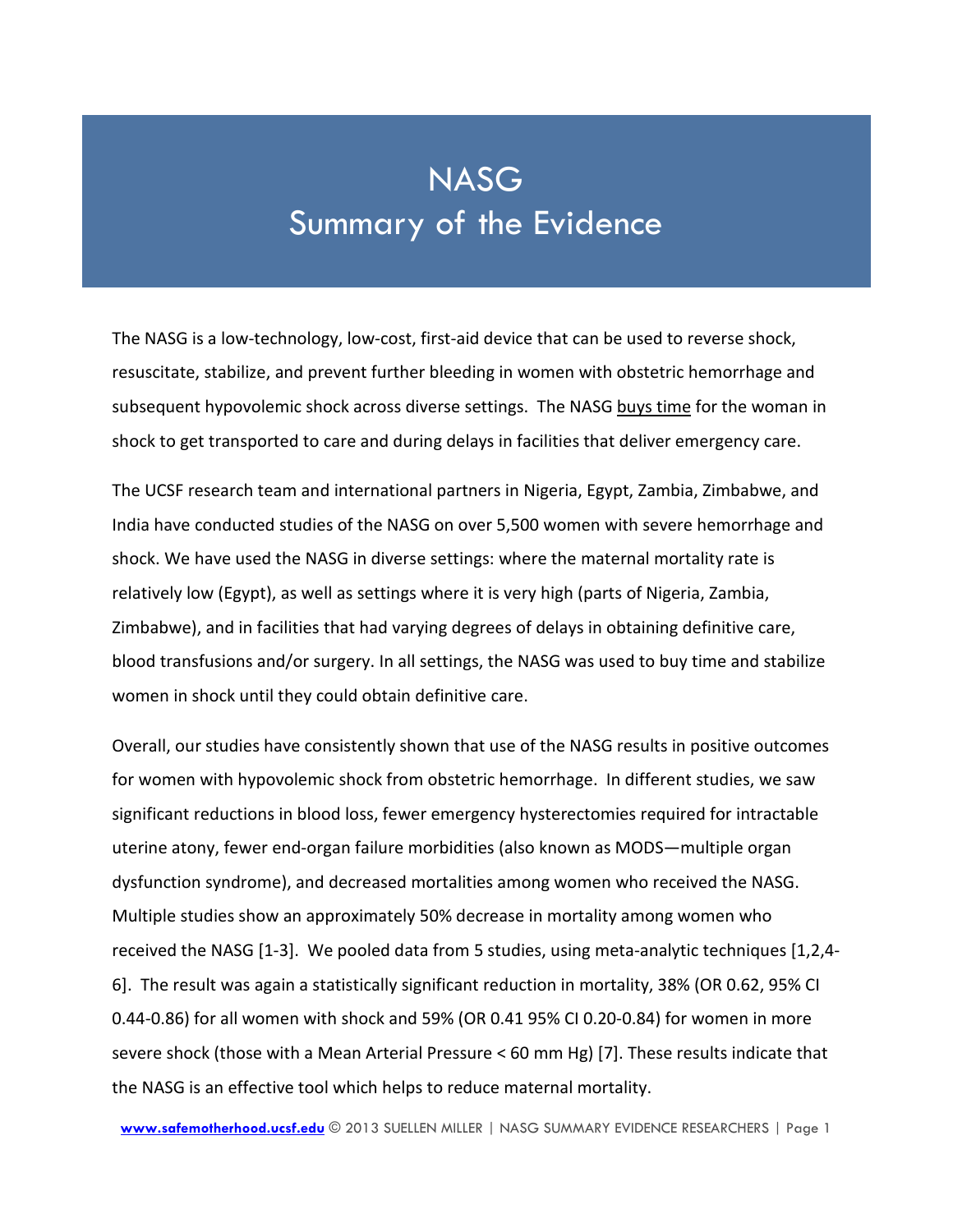# NASG
# Summary of the Evidence

The NASG is a low-technology, low-cost, first-aid device that can be used to reverse shock, resuscitate, stabilize, and prevent further bleeding in women with obstetric hemorrhage and subsequent hypovolemic shock across diverse settings. The NASG <u>buys time</u> for the woman in shock to get transported to care and during delays in facilities that deliver emergency care.

The UCSF research team and international partners in Nigeria, Egypt, Zambia, Zimbabwe, and India have conducted studies of the NASG on over 5,500 women with severe hemorrhage and shock. We have used the NASG in diverse settings: where the maternal mortality rate is relatively low (Egypt), as well as settings where it is very high (parts of Nigeria, Zambia, Zimbabwe), and in facilities that had varying degrees of delays in obtaining definitive care, blood transfusions and/or surgery. In all settings, the NASG was used to buy time and stabilize women in shock until they could obtain definitive care.

Overall, our studies have consistently shown that use of the NASG results in positive outcomes for women with hypovolemic shock from obstetric hemorrhage. In different studies, we saw significant reductions in blood loss, fewer emergency hysterectomies required for intractable uterine atony, fewer end-organ failure morbidities (also known as MODS—multiple organ dysfunction syndrome), and decreased mortalities among women who received the NASG. Multiple studies show an approximately 50% decrease in mortality among women who received the NASG [1-3]. We pooled data from 5 studies, using meta-analytic techniques [1,2,4-6]. The result was again a statistically significant reduction in mortality, 38% (OR 0.62, 95% CI 0.44-0.86) for all women with shock and 59% (OR 0.41 95% CI 0.20-0.84) for women in more severe shock (those with a Mean Arterial Pressure < 60 mm Hg) [7]. These results indicate that the NASG is an effective tool which helps to reduce maternal mortality.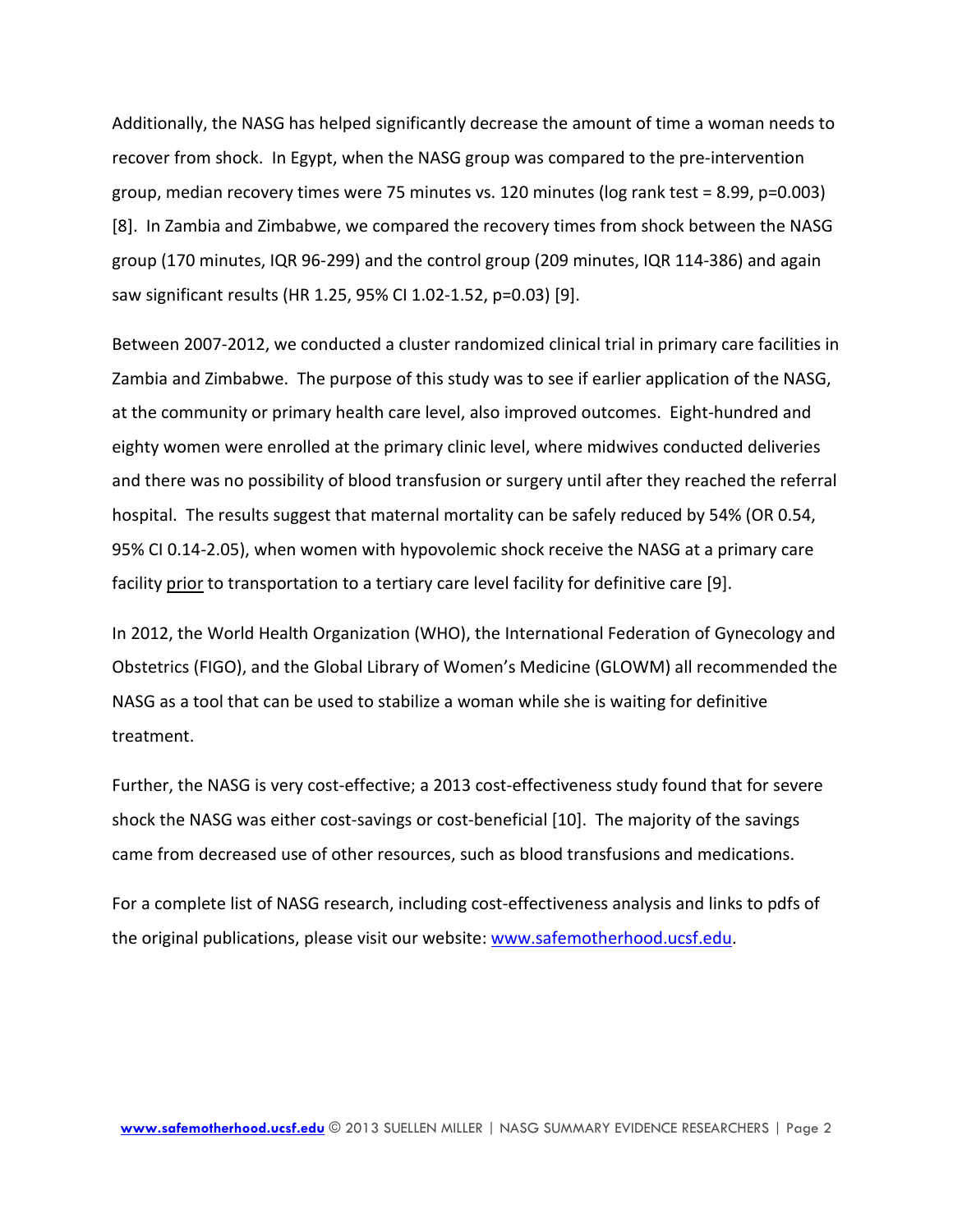Additionally, the NASG has helped significantly decrease the amount of time a woman needs to recover from shock. In Egypt, when the NASG group was compared to the pre-intervention group, median recovery times were 75 minutes vs. 120 minutes (log rank test = 8.99, $p=0.003$) [8]. In Zambia and Zimbabwe, we compared the recovery times from shock between the NASG group (170 minutes, IQR 96-299) and the control group (209 minutes, IQR 114-386) and again saw significant results (HR 1.25, 95% CI 1.02-1.52, $p=0.03$) [9].

Between 2007-2012, we conducted a cluster randomized clinical trial in primary care facilities in Zambia and Zimbabwe. The purpose of this study was to see if earlier application of the NASG, at the community or primary health care level, also improved outcomes. Eight-hundred and eighty women were enrolled at the primary clinic level, where midwives conducted deliveries and there was no possibility of blood transfusion or surgery until after they reached the referral hospital. The results suggest that maternal mortality can be safely reduced by 54% (OR 0.54, 95% CI 0.14-2.05), when women with hypovolemic shock receive the NASG at a primary care facility <u>prior</u> to transportation to a tertiary care level facility for definitive care [9].

In 2012, the World Health Organization (WHO), the International Federation of Gynecology and Obstetrics (FIGO), and the Global Library of Women's Medicine (GLOWM) all recommended the NASG as a tool that can be used to stabilize a woman while she is waiting for definitive treatment.

Further, the NASG is very cost-effective; a 2013 cost-effectiveness study found that for severe shock the NASG was either cost-savings or cost-beneficial [10]. The majority of the savings came from decreased use of other resources, such as blood transfusions and medications.

For a complete list of NASG research, including cost-effectiveness analysis and links to pdfs of the original publications, please visit our website: [www.safemotherhood.ucsf.edu](http://www.safemotherhood.ucsf.edu).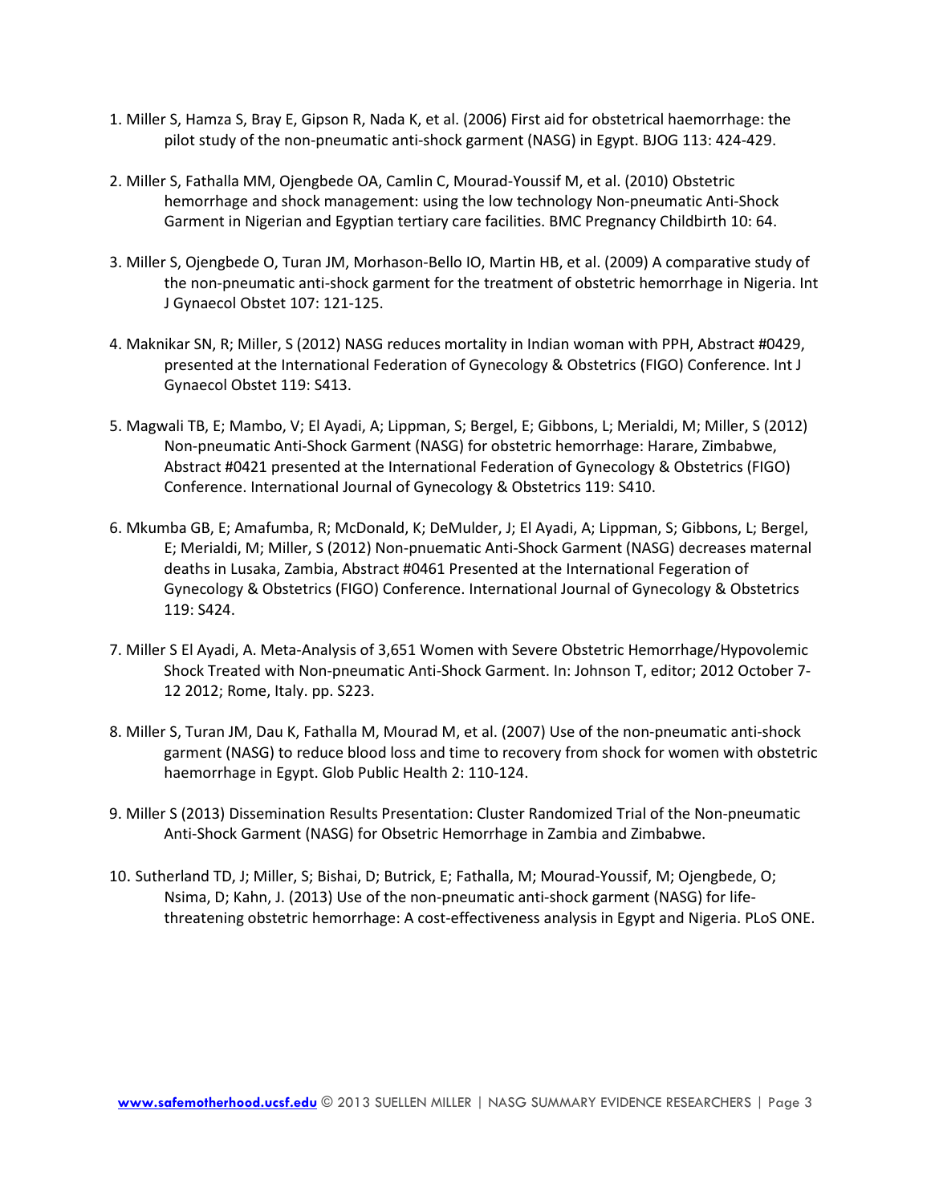1. Miller S, Hamza S, Bray E, Gipson R, Nada K, et al. (2006) First aid for obstetrical haemorrhage: the pilot study of the non-pneumatic anti-shock garment (NASG) in Egypt. BJOG 113: 424-429.

2. Miller S, Fathalla MM, Ojengbede OA, Camlin C, Mourad-Youssif M, et al. (2010) Obstetric hemorrhage and shock management: using the low technology Non-pneumatic Anti-Shock Garment in Nigerian and Egyptian tertiary care facilities. BMC Pregnancy Childbirth 10: 64.

3. Miller S, Ojengbede O, Turan JM, Morhason-Bello IO, Martin HB, et al. (2009) A comparative study of the non-pneumatic anti-shock garment for the treatment of obstetric hemorrhage in Nigeria. Int J Gynaecol Obstet 107: 121-125.

4. Maknikar SN, R; Miller, S (2012) NASG reduces mortality in Indian woman with PPH, Abstract #0429, presented at the International Federation of Gynecology & Obstetrics (FIGO) Conference. Int J Gynaecol Obstet 119: S413.

5. Magwali TB, E; Mambo, V; El Ayadi, A; Lippman, S; Bergel, E; Gibbons, L; Merialdi, M; Miller, S (2012) Non-pneumatic Anti-Shock Garment (NASG) for obstetric hemorrhage: Harare, Zimbabwe, Abstract #0421 presented at the International Federation of Gynecology & Obstetrics (FIGO) Conference. International Journal of Gynecology & Obstetrics 119: S410.

6. Mkumba GB, E; Amafumba, R; McDonald, K; DeMulder, J; El Ayadi, A; Lippman, S; Gibbons, L; Bergel, E; Merialdi, M; Miller, S (2012) Non-pnuematic Anti-Shock Garment (NASG) decreases maternal deaths in Lusaka, Zambia, Abstract #0461 Presented at the International Fegeration of Gynecology & Obstetrics (FIGO) Conference. International Journal of Gynecology & Obstetrics 119: S424.

7. Miller S El Ayadi, A. Meta-Analysis of 3,651 Women with Severe Obstetric Hemorrhage/Hypovolemic Shock Treated with Non-pneumatic Anti-Shock Garment. In: Johnson T, editor; 2012 October 7-12 2012; Rome, Italy. pp. S223.

8. Miller S, Turan JM, Dau K, Fathalla M, Mourad M, et al. (2007) Use of the non-pneumatic anti-shock garment (NASG) to reduce blood loss and time to recovery from shock for women with obstetric haemorrhage in Egypt. Glob Public Health 2: 110-124.

9. Miller S (2013) Dissemination Results Presentation: Cluster Randomized Trial of the Non-pneumatic Anti-Shock Garment (NASG) for Obsetric Hemorrhage in Zambia and Zimbabwe.

10. Sutherland TD, J; Miller, S; Bishai, D; Butrick, E; Fathalla, M; Mourad-Youssif, M; Ojengbede, O; Nsima, D; Kahn, J. (2013) Use of the non-pneumatic anti-shock garment (NASG) for life-threatening obstetric hemorrhage: A cost-effectiveness analysis in Egypt and Nigeria. PLoS ONE.